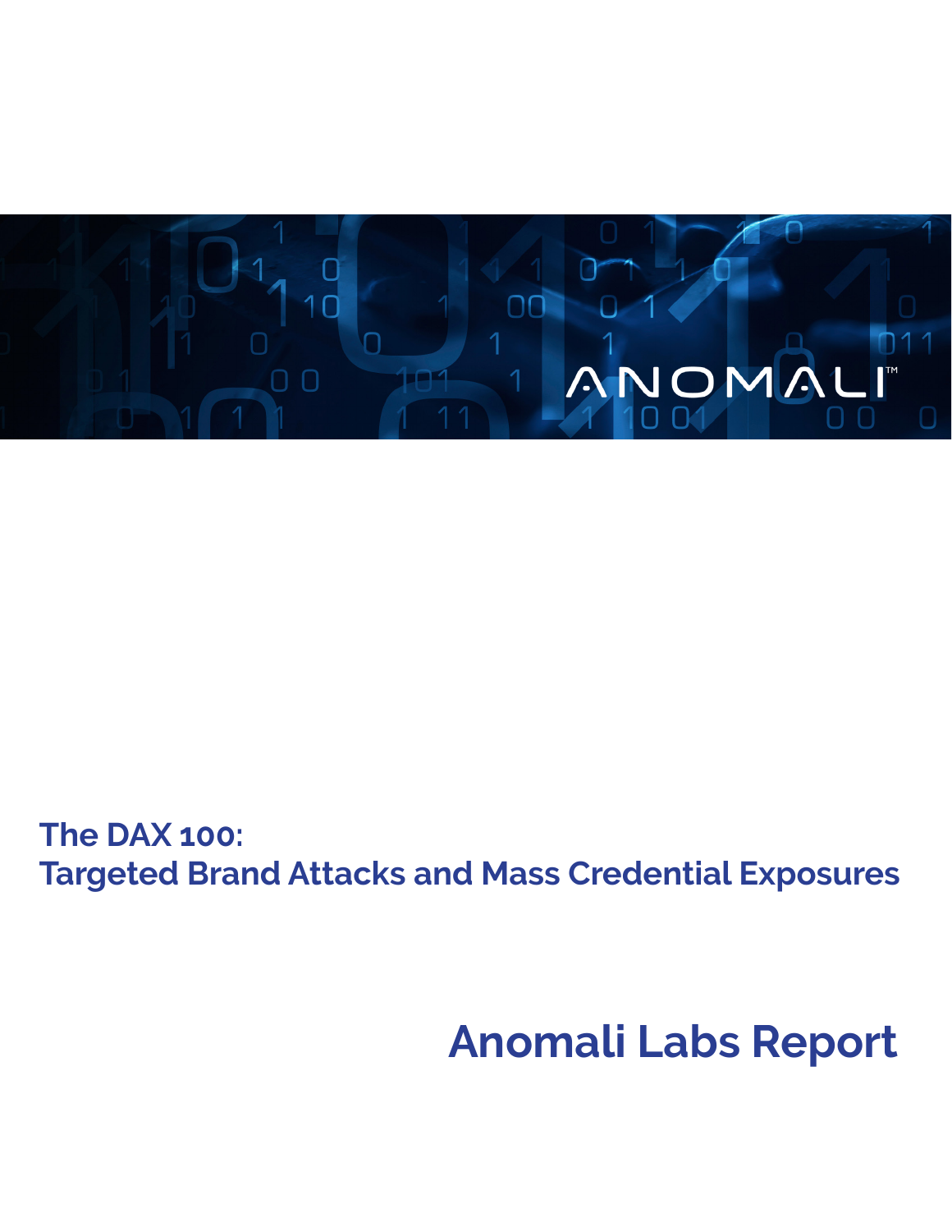# The DAX 100: Targeted Brand Attacks and Mass Credential Exposures

## Anomali Labs Report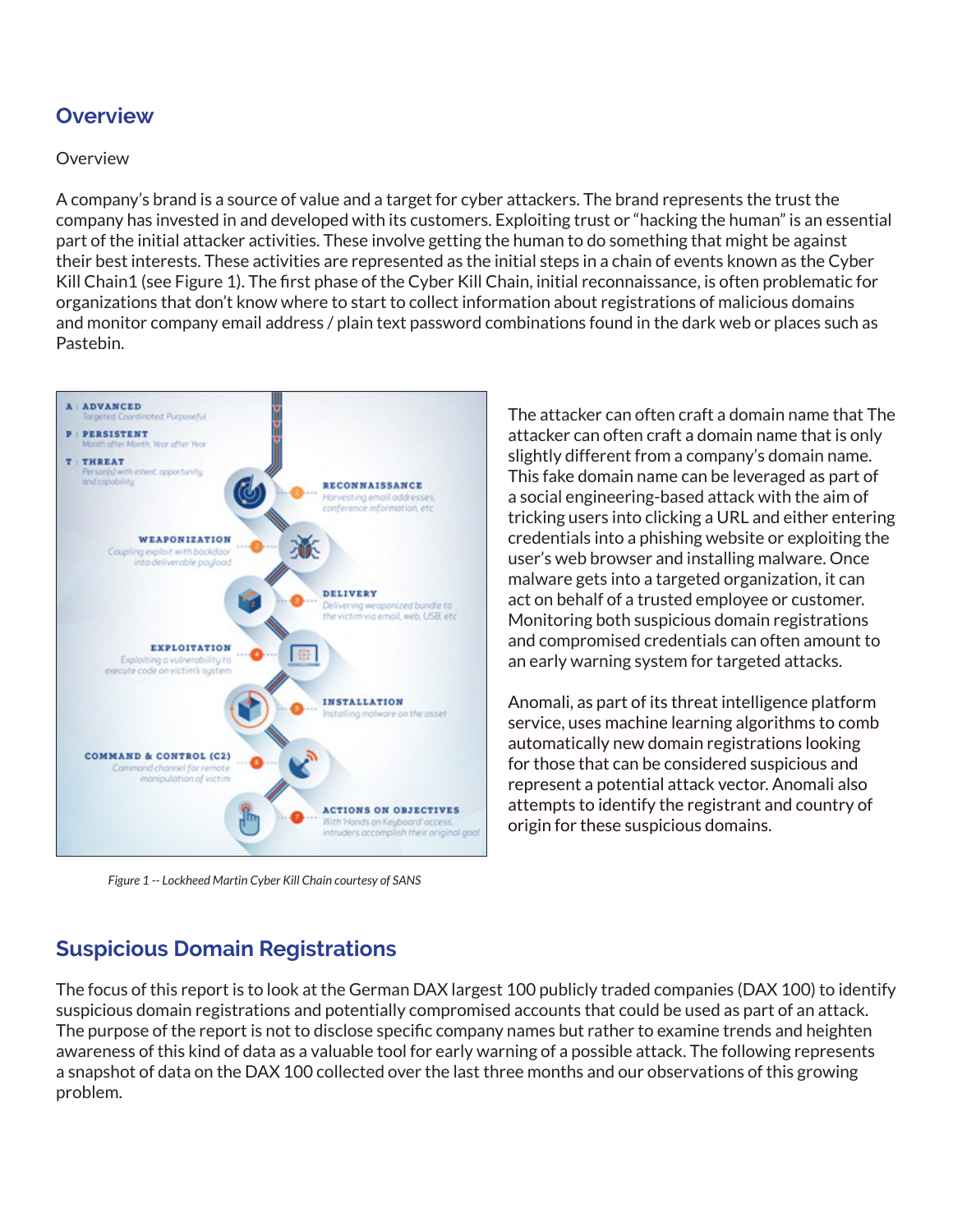## Overview

Overview

A company's brand is a source of value and a target for cyber attackers. The brand represents the trust the company has invested in and developed with its customers. Exploiting trust or "hacking the human" is an essential part of the initial attacker activities. These involve getting the human to do something that might be against their best interests. These activities are represented as the initial steps in a chain of events known as the Cyber Kill Chain1 (see Figure 1). The first phase of the Cyber Kill Chain, initial reconnaissance, is often problematic for organizations that don't know where to start to collect information about registrations of malicious domains and monitor company email address / plain text password combinations found in the dark web or places such as Pastebin.

Figure 1 -- Lockheed Martin Cyber Kill Chain courtesy of SANS

The attacker can often craft a domain name that The attacker can often craft a domain name that is only slightly different from a company's domain name. This fake domain name can be leveraged as part of a social engineering-based attack with the aim of tricking users into clicking a URL and either entering credentials into a phishing website or exploiting the user's web browser and installing malware. Once malware gets into a targeted organization, it can act on behalf of a trusted employee or customer. Monitoring both suspicious domain registrations and compromised credentials can often amount to an early warning system for targeted attacks.

Anomali, as part of its threat intelligence platform service, uses machine learning algorithms to comb automatically new domain registrations looking for those that can be considered suspicious and represent a potential attack vector. Anomali also attempts to identify the registrant and country of origin for these suspicious domains.

## Suspicious Domain Registrations

The focus of this report is to look at the German DAX largest 100 publicly traded companies (DAX 100) to identify suspicious domain registrations and potentially compromised accounts that could be used as part of an attack. The purpose of the report is not to disclose specific company names but rather to examine trends and heighten awareness of this kind of data as a valuable tool for early warning of a possible attack. The following represents a snapshot of data on the DAX 100 collected over the last three months and our observations of this growing problem.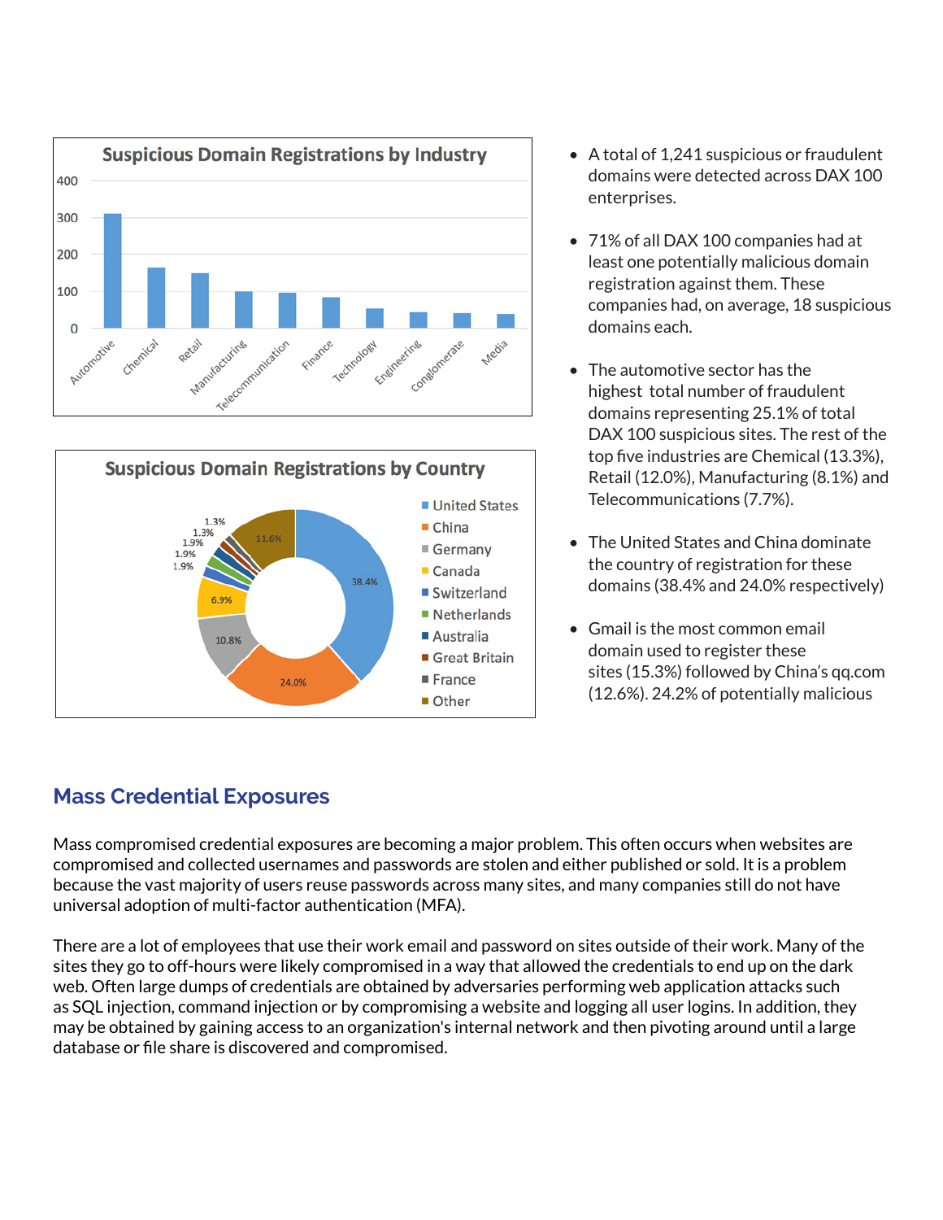- A total of 1,241 suspicious or fraudulent domains were detected across DAX 100 enterprises.
- 71% of all DAX 100 companies had at least one potentially malicious domain registration against them. These companies had, on average, 18 suspicious domains each.
- The automotive sector has the highest total number of fraudulent domains representing 25.1% of total DAX 100 suspicious sites. The rest of the top five industries are Chemical (13.3%), Retail (12.0%), Manufacturing (8.1%) and Telecommunications (7.7%).
- The United States and China dominate the country of registration for these domains (38.4% and 24.0% respectively)
- Gmail is the most common email domain used to register these sites (15.3%) followed by China's qq.com (12.6%). 24.2% of potentially malicious

## Mass Credential Exposures

Mass compromised credential exposures are becoming a major problem. This often occurs when websites are compromised and collected usernames and passwords are stolen and either published or sold. It is a problem because the vast majority of users reuse passwords across many sites, and many companies still do not have universal adoption of multi-factor authentication (MFA).

There are a lot of employees that use their work email and password on sites outside of their work. Many of the sites they go to off-hours were likely compromised in a way that allowed the credentials to end up on the dark web. Often large dumps of credentials are obtained by adversaries performing web application attacks such as SQL injection, command injection or by compromising a website and logging all user logins. In addition, they may be obtained by gaining access to an organization's internal network and then pivoting around until a large database or file share is discovered and compromised.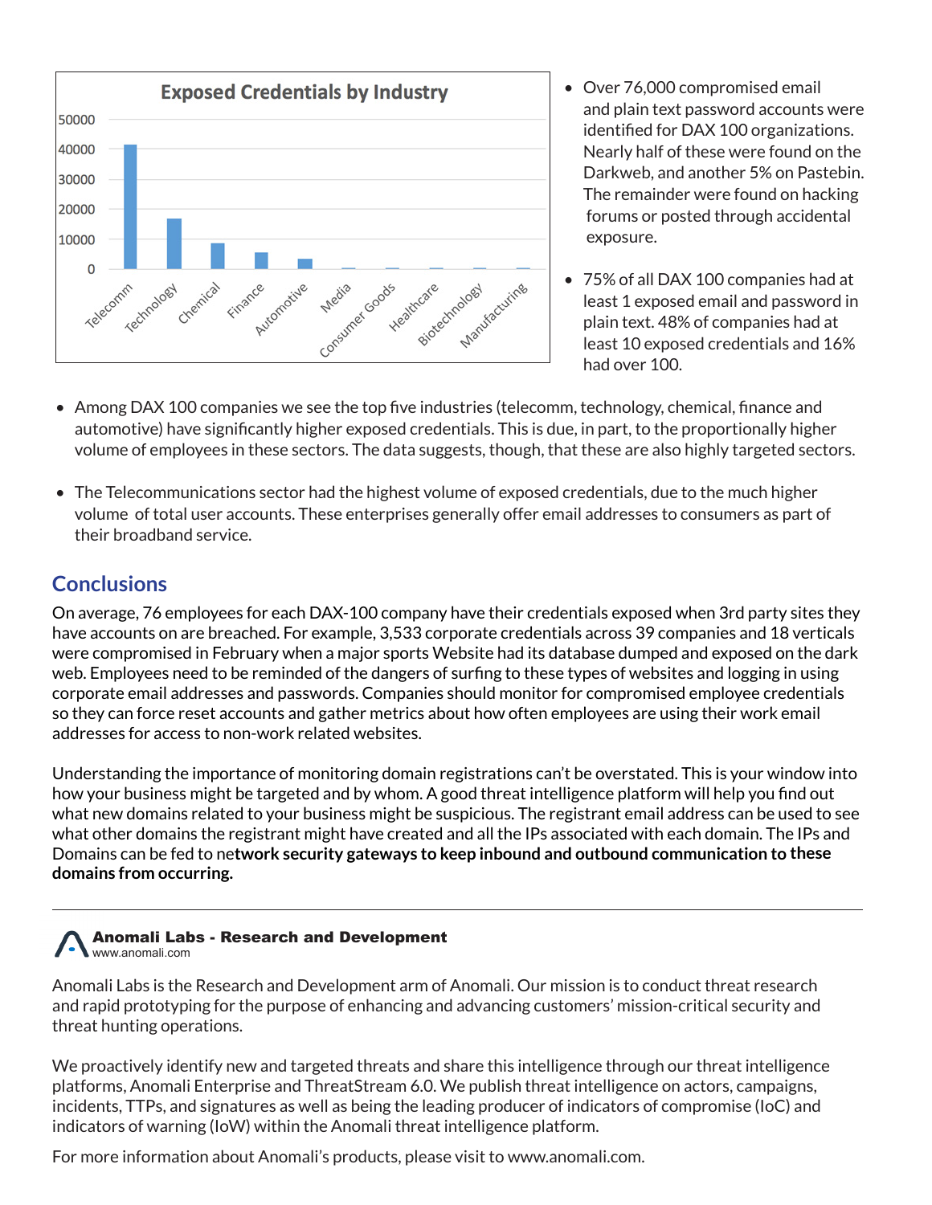Exposed Credentials by Industry

50000
40000
30000
20000
10000
0

Telecomm
Technology
Chemical
Finance
Automotive
Media
Consumer Goods
Healthcare
Biotechnology
Manufacturing

- Over 76,000 compromised email and plain text password accounts were identified for DAX 100 organizations. Nearly half of these were found on the Darkweb, and another 5% on Pastebin. The remainder were found on hacking forums or posted through accidental exposure.
- 75% of all DAX 100 companies had at least 1 exposed email and password in plain text. 48% of companies had at least 10 exposed credentials and 16% had over 100.

- Among DAX 100 companies we see the top five industries (telecomm, technology, chemical, finance and automotive) have significantly higher exposed credentials. This is due, in part, to the proportionally higher volume of employees in these sectors. The data suggests, though, that these are also highly targeted sectors.
- The Telecommunications sector had the highest volume of exposed credentials, due to the much higher volume of total user accounts. These enterprises generally offer email addresses to consumers as part of their broadband service.

## Conclusions

On average, 76 employees for each DAX-100 company have their credentials exposed when 3rd party sites they have accounts on are breached. For example, 3,533 corporate credentials across 39 companies and 18 verticals were compromised in February when a major sports Website had its database dumped and exposed on the dark web. Employees need to be reminded of the dangers of surfing to these types of websites and logging in using corporate email addresses and passwords. Companies should monitor for compromised employee credentials so they can force reset accounts and gather metrics about how often employees are using their work email addresses for access to non-work related websites.

Understanding the importance of monitoring domain registrations can't be overstated. This is your window into how your business might be targeted and by whom. A good threat intelligence platform will help you find out what new domains related to your business might be suspicious. The registrant email address can be used to see what other domains the registrant might have created and all the IPs associated with each domain. The IPs and Domains can be fed to ne**twork security gateways to keep inbound and outbound communication to these domains from occurring.**

---

**Anomali Labs - Research and Development**
www.anomali.com

Anomali Labs is the Research and Development arm of Anomali. Our mission is to conduct threat research and rapid prototyping for the purpose of enhancing and advancing customers' mission-critical security and threat hunting operations.

We proactively identify new and targeted threats and share this intelligence through our threat intelligence platforms, Anomali Enterprise and ThreatStream 6.0. We publish threat intelligence on actors, campaigns, incidents, TTPs, and signatures as well as being the leading producer of indicators of compromise (IoC) and indicators of warning (IoW) within the Anomali threat intelligence platform.

For more information about Anomali's products, please visit to www.anomali.com.